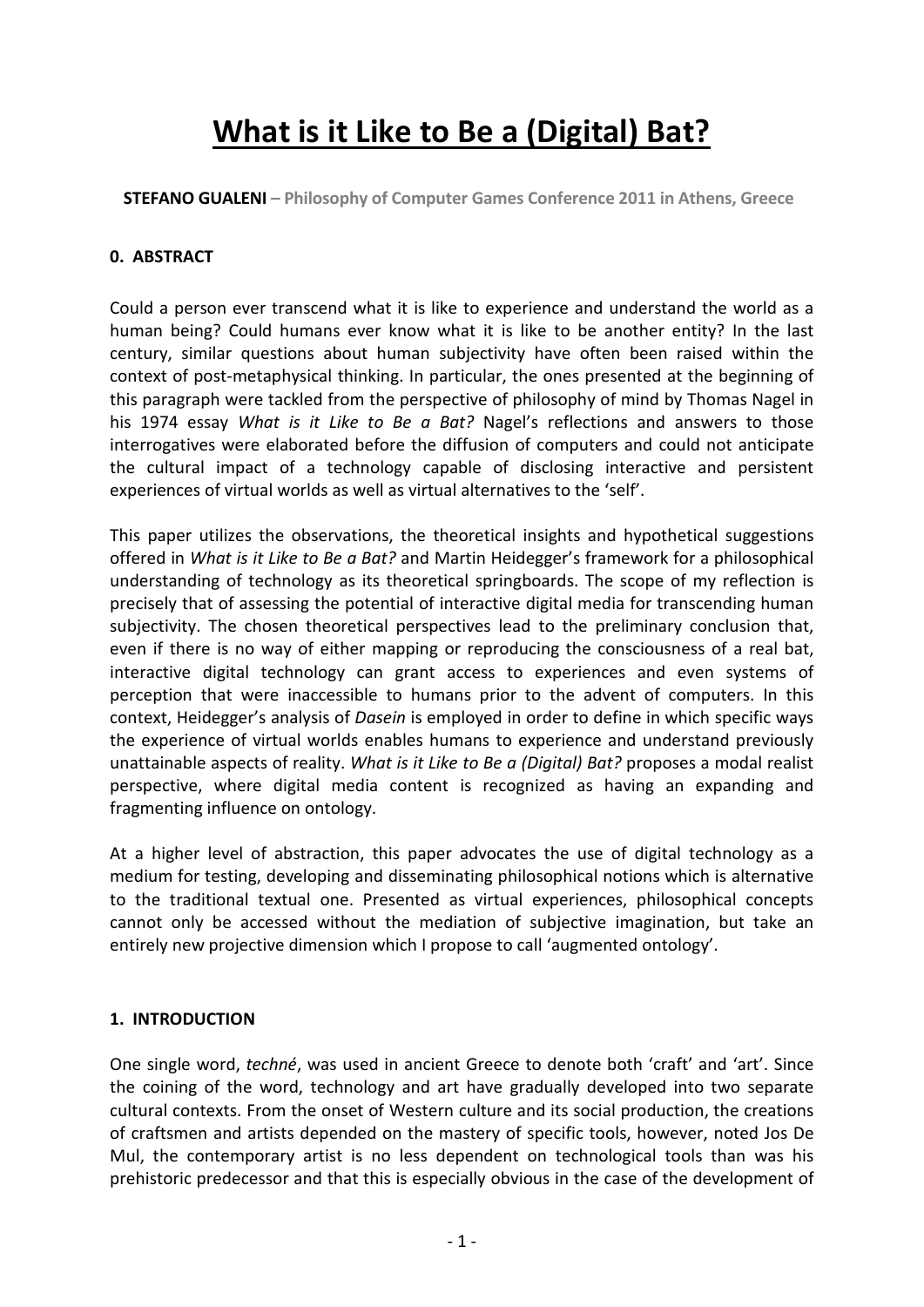# What is it Like to Be a (Digital) Bat?

**STEFANO GUALENI – Philosophy of Computer Games Conference 2011 in Athens, Greece**

## 0. ABSTRACT

Could a person ever transcend what it is like to experience and understand the world as a human being? Could humans ever know what it is like to be another entity? In the last century, similar questions about human subjectivity have often been raised within the context of post-metaphysical thinking. In particular, the ones presented at the beginning of this paragraph were tackled from the perspective of philosophy of mind by Thomas Nagel in his 1974 essay *What is it Like to Be a Bat?* Nagel's reflections and answers to those interrogatives were elaborated before the diffusion of computers and could not anticipate the cultural impact of a technology capable of disclosing interactive and persistent experiences of virtual worlds as well as virtual alternatives to the 'self'.

This paper utilizes the observations, the theoretical insights and hypothetical suggestions offered in *What is it Like to Be a Bat?* and Martin Heidegger's framework for a philosophical understanding of technology as its theoretical springboards. The scope of my reflection is precisely that of assessing the potential of interactive digital media for transcending human subjectivity. The chosen theoretical perspectives lead to the preliminary conclusion that, even if there is no way of either mapping or reproducing the consciousness of a real bat, interactive digital technology can grant access to experiences and even systems of perception that were inaccessible to humans prior to the advent of computers. In this context, Heidegger's analysis of *Dasein* is employed in order to define in which specific ways the experience of virtual worlds enables humans to experience and understand previously unattainable aspects of reality. *What is it Like to Be a (Digital) Bat?* proposes a modal realist perspective, where digital media content is recognized as having an expanding and fragmenting influence on ontology.

At a higher level of abstraction, this paper advocates the use of digital technology as a medium for testing, developing and disseminating philosophical notions which is alternative to the traditional textual one. Presented as virtual experiences, philosophical concepts cannot only be accessed without the mediation of subjective imagination, but take an entirely new projective dimension which I propose to call 'augmented ontology'.

## 1. INTRODUCTION

One single word, *techné*, was used in ancient Greece to denote both 'craft' and 'art'. Since the coining of the word, technology and art have gradually developed into two separate cultural contexts. From the onset of Western culture and its social production, the creations of craftsmen and artists depended on the mastery of specific tools, however, noted Jos De Mul, the contemporary artist is no less dependent on technological tools than was his prehistoric predecessor and that this is especially obvious in the case of the development of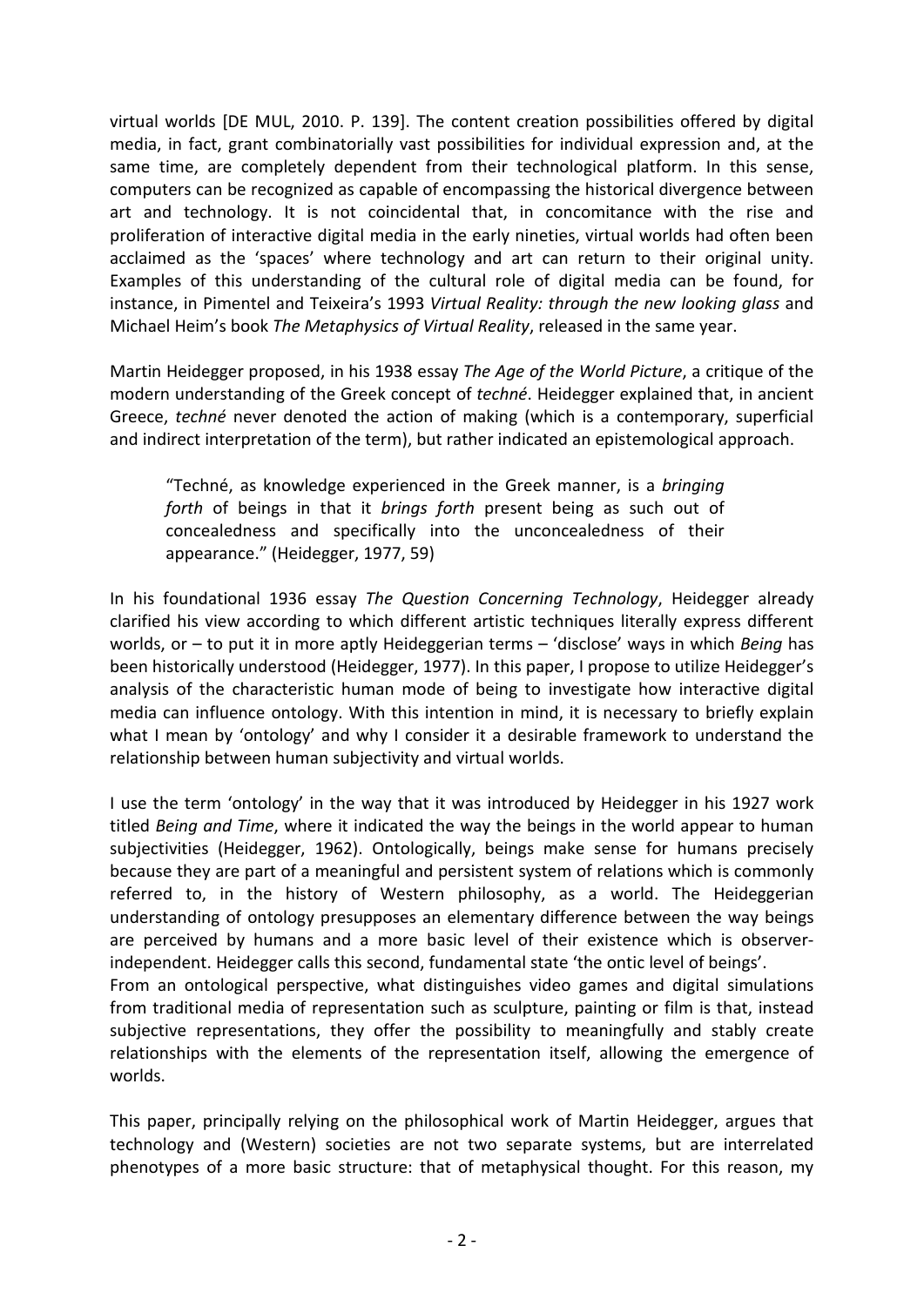virtual worlds [DE MUL, 2010. P. 139]. The content creation possibilities offered by digital media, in fact, grant combinatorially vast possibilities for individual expression and, at the same time, are completely dependent from their technological platform. In this sense, computers can be recognized as capable of encompassing the historical divergence between art and technology. It is not coincidental that, in concomitance with the rise and proliferation of interactive digital media in the early nineties, virtual worlds had often been acclaimed as the 'spaces' where technology and art can return to their original unity. Examples of this understanding of the cultural role of digital media can be found, for instance, in Pimentel and Teixeira's 1993 *Virtual Reality: through the new looking glass* and Michael Heim's book *The Metaphysics of Virtual Reality*, released in the same year.

Martin Heidegger proposed, in his 1938 essay *The Age of the World Picture*, a critique of the modern understanding of the Greek concept of *techné*. Heidegger explained that, in ancient Greece, *techné* never denoted the action of making (which is a contemporary, superficial and indirect interpretation of the term), but rather indicated an epistemological approach.

> "Techné, as knowledge experienced in the Greek manner, is a *bringing forth* of beings in that it *brings forth* present being as such out of concealedness and specifically into the unconcealedness of their appearance." (Heidegger, 1977, 59)

In his foundational 1936 essay *The Question Concerning Technology*, Heidegger already clarified his view according to which different artistic techniques literally express different worlds, or – to put it in more aptly Heideggerian terms – 'disclose' ways in which *Being* has been historically understood (Heidegger, 1977). In this paper, I propose to utilize Heidegger's analysis of the characteristic human mode of being to investigate how interactive digital media can influence ontology. With this intention in mind, it is necessary to briefly explain what I mean by 'ontology' and why I consider it a desirable framework to understand the relationship between human subjectivity and virtual worlds.

I use the term 'ontology' in the way that it was introduced by Heidegger in his 1927 work titled *Being and Time*, where it indicated the way the beings in the world appear to human subjectivities (Heidegger, 1962). Ontologically, beings make sense for humans precisely because they are part of a meaningful and persistent system of relations which is commonly referred to, in the history of Western philosophy, as a world. The Heideggerian understanding of ontology presupposes an elementary difference between the way beings are perceived by humans and a more basic level of their existence which is observer-independent. Heidegger calls this second, fundamental state 'the ontic level of beings'.
From an ontological perspective, what distinguishes video games and digital simulations from traditional media of representation such as sculpture, painting or film is that, instead subjective representations, they offer the possibility to meaningfully and stably create relationships with the elements of the representation itself, allowing the emergence of worlds.

This paper, principally relying on the philosophical work of Martin Heidegger, argues that technology and (Western) societies are not two separate systems, but are interrelated phenotypes of a more basic structure: that of metaphysical thought. For this reason, my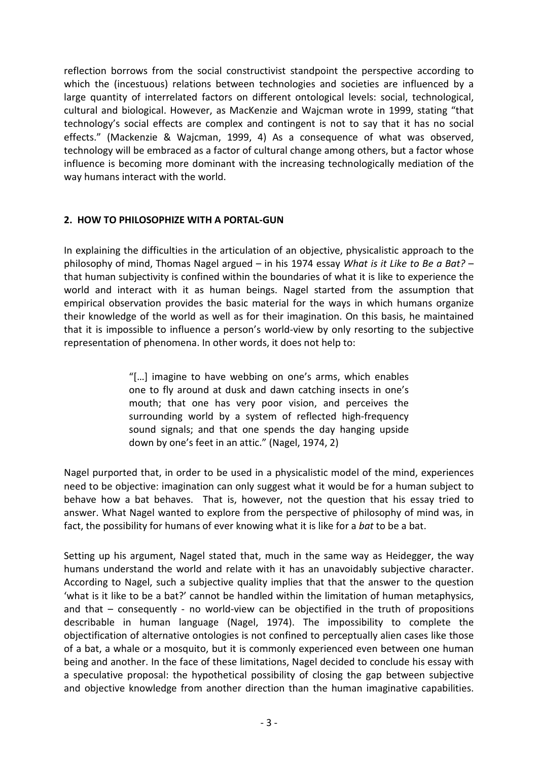reflection borrows from the social constructivist standpoint the perspective according to which the (incestuous) relations between technologies and societies are influenced by a large quantity of interrelated factors on different ontological levels: social, technological, cultural and biological. However, as MacKenzie and Wajcman wrote in 1999, stating "that technology's social effects are complex and contingent is not to say that it has no social effects." (Mackenzie & Wajcman, 1999, 4) As a consequence of what was observed, technology will be embraced as a factor of cultural change among others, but a factor whose influence is becoming more dominant with the increasing technologically mediation of the way humans interact with the world.

## 2. HOW TO PHILOSOPHIZE WITH A PORTAL-GUN

In explaining the difficulties in the articulation of an objective, physicalistic approach to the philosophy of mind, Thomas Nagel argued – in his 1974 essay *What is it Like to Be a Bat?* – that human subjectivity is confined within the boundaries of what it is like to experience the world and interact with it as human beings. Nagel started from the assumption that empirical observation provides the basic material for the ways in which humans organize their knowledge of the world as well as for their imagination. On this basis, he maintained that it is impossible to influence a person's world-view by only resorting to the subjective representation of phenomena. In other words, it does not help to:

> "[…] imagine to have webbing on one's arms, which enables one to fly around at dusk and dawn catching insects in one's mouth; that one has very poor vision, and perceives the surrounding world by a system of reflected high-frequency sound signals; and that one spends the day hanging upside down by one's feet in an attic." (Nagel, 1974, 2)

Nagel purported that, in order to be used in a physicalistic model of the mind, experiences need to be objective: imagination can only suggest what it would be for a human subject to behave how a bat behaves. That is, however, not the question that his essay tried to answer. What Nagel wanted to explore from the perspective of philosophy of mind was, in fact, the possibility for humans of ever knowing what it is like for a *bat* to be a bat.

Setting up his argument, Nagel stated that, much in the same way as Heidegger, the way humans understand the world and relate with it has an unavoidably subjective character. According to Nagel, such a subjective quality implies that that the answer to the question 'what is it like to be a bat?' cannot be handled within the limitation of human metaphysics, and that – consequently - no world-view can be objectified in the truth of propositions describable in human language (Nagel, 1974). The impossibility to complete the objectification of alternative ontologies is not confined to perceptually alien cases like those of a bat, a whale or a mosquito, but it is commonly experienced even between one human being and another. In the face of these limitations, Nagel decided to conclude his essay with a speculative proposal: the hypothetical possibility of closing the gap between subjective and objective knowledge from another direction than the human imaginative capabilities.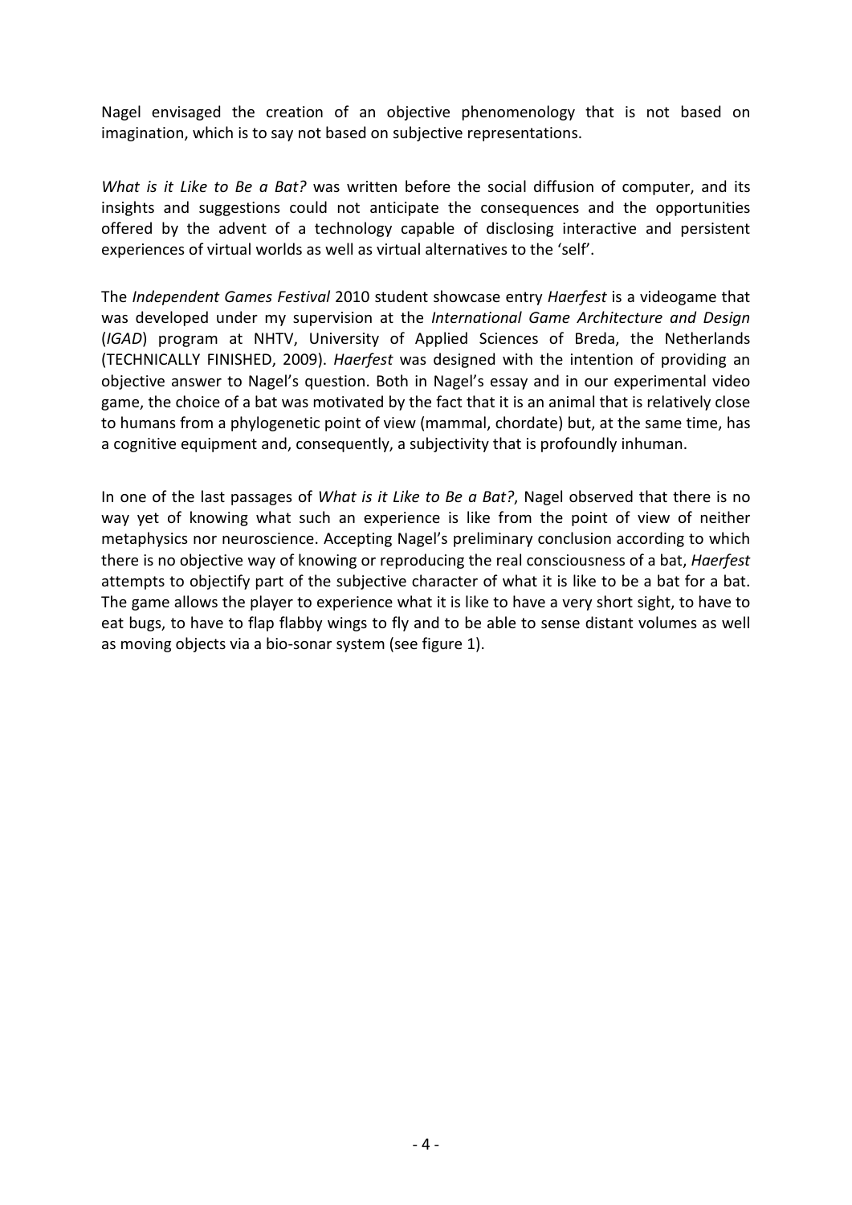Nagel envisaged the creation of an objective phenomenology that is not based on imagination, which is to say not based on subjective representations.

*What is it Like to Be a Bat?* was written before the social diffusion of computer, and its insights and suggestions could not anticipate the consequences and the opportunities offered by the advent of a technology capable of disclosing interactive and persistent experiences of virtual worlds as well as virtual alternatives to the 'self'.

The *Independent Games Festival* 2010 student showcase entry *Haerfest* is a videogame that was developed under my supervision at the *International Game Architecture and Design* (*IGAD*) program at NHTV, University of Applied Sciences of Breda, the Netherlands (TECHNICALLY FINISHED, 2009). *Haerfest* was designed with the intention of providing an objective answer to Nagel's question. Both in Nagel's essay and in our experimental video game, the choice of a bat was motivated by the fact that it is an animal that is relatively close to humans from a phylogenetic point of view (mammal, chordate) but, at the same time, has a cognitive equipment and, consequently, a subjectivity that is profoundly inhuman.

In one of the last passages of *What is it Like to Be a Bat?*, Nagel observed that there is no way yet of knowing what such an experience is like from the point of view of neither metaphysics nor neuroscience. Accepting Nagel's preliminary conclusion according to which there is no objective way of knowing or reproducing the real consciousness of a bat, *Haerfest* attempts to objectify part of the subjective character of what it is like to be a bat for a bat. The game allows the player to experience what it is like to have a very short sight, to have to eat bugs, to have to flap flabby wings to fly and to be able to sense distant volumes as well as moving objects via a bio-sonar system (see figure 1).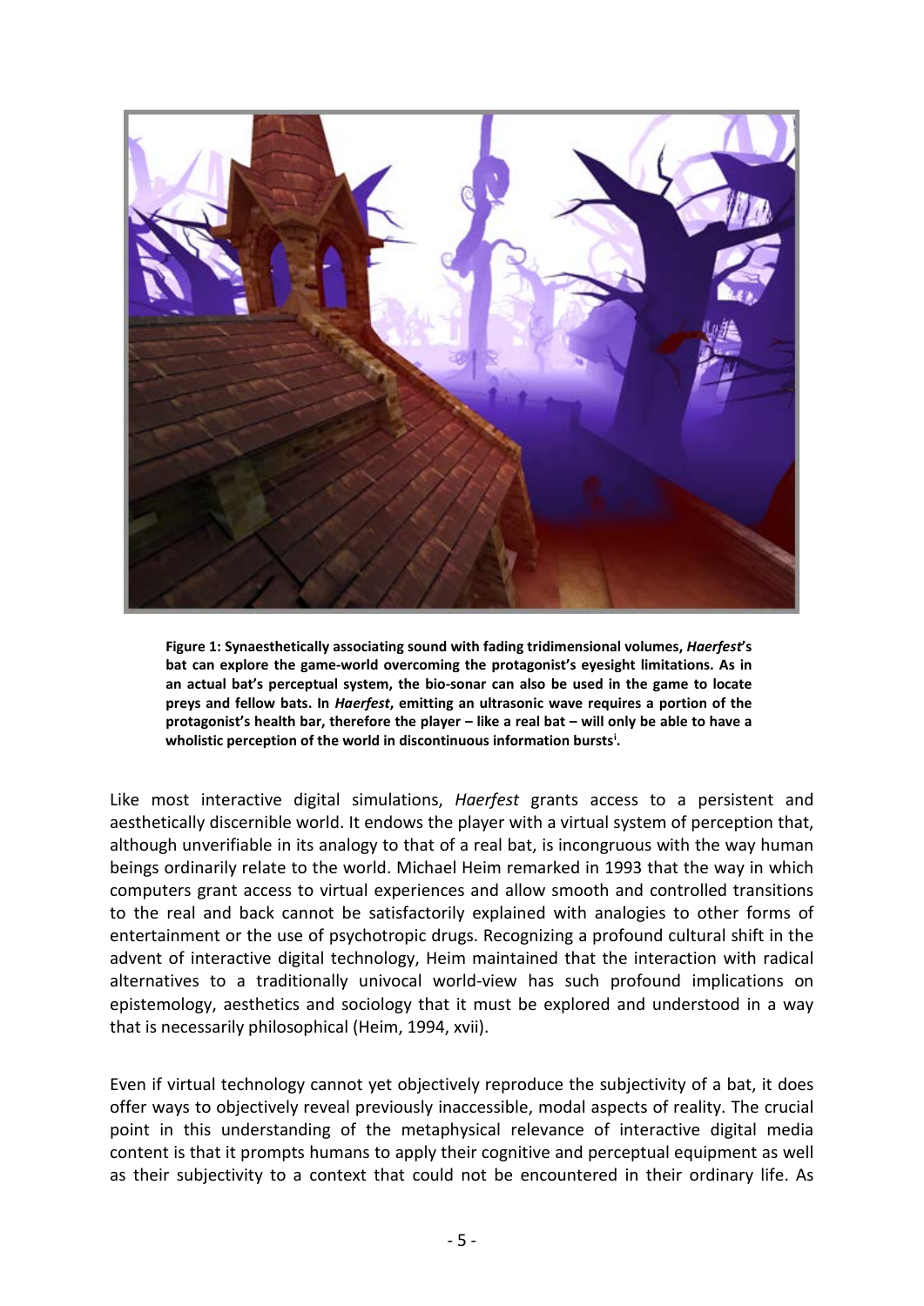**Figure 1: Synaesthetically associating sound with fading tridimensional volumes, *Haerfest*'s bat can explore the game-world overcoming the protagonist's eyesight limitations. As in an actual bat's perceptual system, the bio-sonar can also be used in the game to locate preys and fellow bats. In *Haerfest*, emitting an ultrasonic wave requires a portion of the protagonist's health bar, therefore the player – like a real bat – will only be able to have a wholistic perception of the world in discontinuous information bursts[i].**

Like most interactive digital simulations, *Haerfest* grants access to a persistent and aesthetically discernible world. It endows the player with a virtual system of perception that, although unverifiable in its analogy to that of a real bat, is incongruous with the way human beings ordinarily relate to the world. Michael Heim remarked in 1993 that the way in which computers grant access to virtual experiences and allow smooth and controlled transitions to the real and back cannot be satisfactorily explained with analogies to other forms of entertainment or the use of psychotropic drugs. Recognizing a profound cultural shift in the advent of interactive digital technology, Heim maintained that the interaction with radical alternatives to a traditionally univocal world-view has such profound implications on epistemology, aesthetics and sociology that it must be explored and understood in a way that is necessarily philosophical (Heim, 1994, xvii).

Even if virtual technology cannot yet objectively reproduce the subjectivity of a bat, it does offer ways to objectively reveal previously inaccessible, modal aspects of reality. The crucial point in this understanding of the metaphysical relevance of interactive digital media content is that it prompts humans to apply their cognitive and perceptual equipment as well as their subjectivity to a context that could not be encountered in their ordinary life. As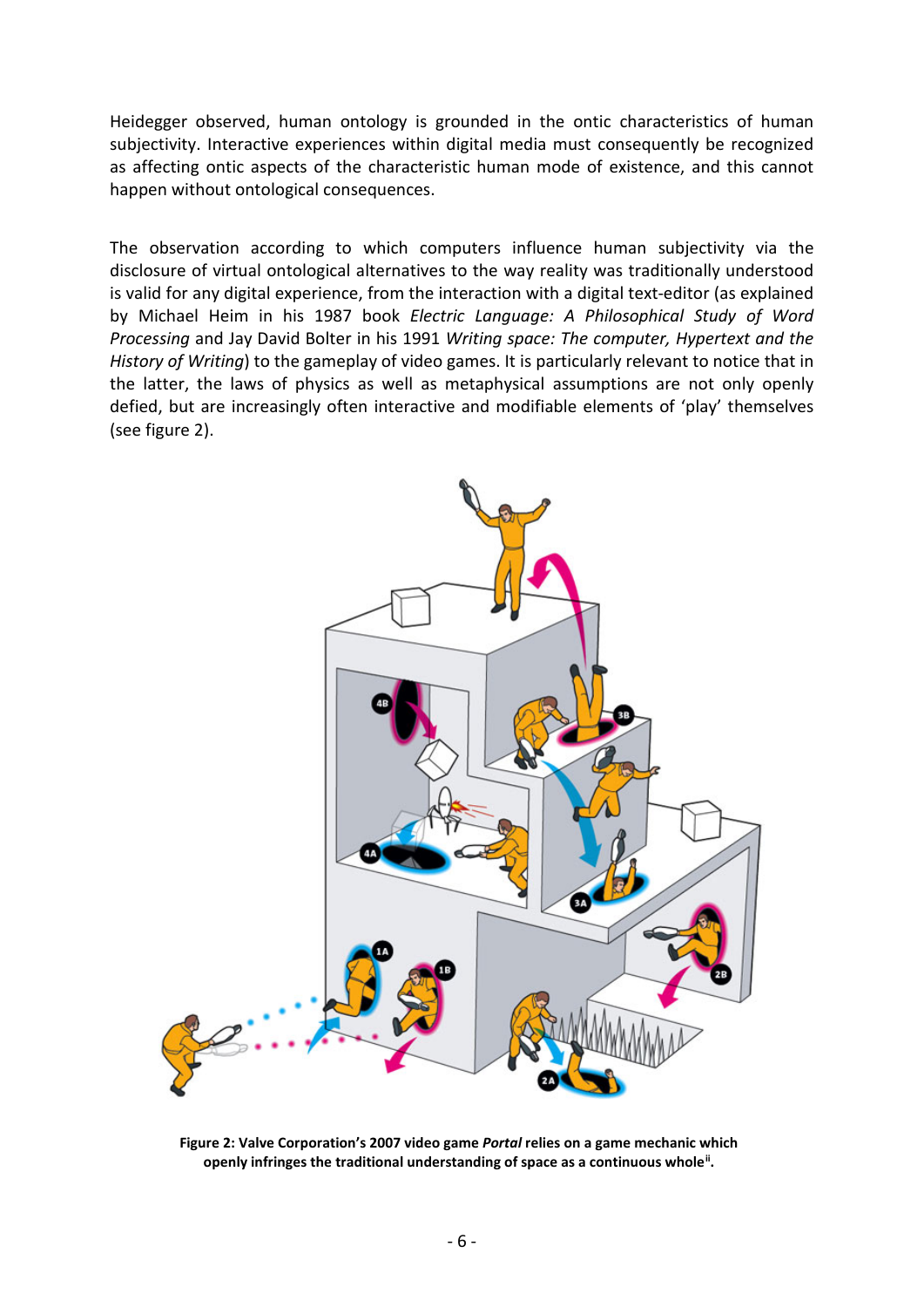Heidegger observed, human ontology is grounded in the ontic characteristics of human subjectivity. Interactive experiences within digital media must consequently be recognized as affecting ontic aspects of the characteristic human mode of existence, and this cannot happen without ontological consequences.

The observation according to which computers influence human subjectivity via the disclosure of virtual ontological alternatives to the way reality was traditionally understood is valid for any digital experience, from the interaction with a digital text-editor (as explained by Michael Heim in his 1987 book *Electric Language: A Philosophical Study of Word Processing* and Jay David Bolter in his 1991 *Writing space: The computer, Hypertext and the History of Writing*) to the gameplay of video games. It is particularly relevant to notice that in the latter, the laws of physics as well as metaphysical assumptions are not only openly defied, but are increasingly often interactive and modifiable elements of 'play' themselves (see figure 2).

**Figure 2: Valve Corporation's 2007 video game *Portal* relies on a game mechanic which openly infringes the traditional understanding of space as a continuous whole[ii].**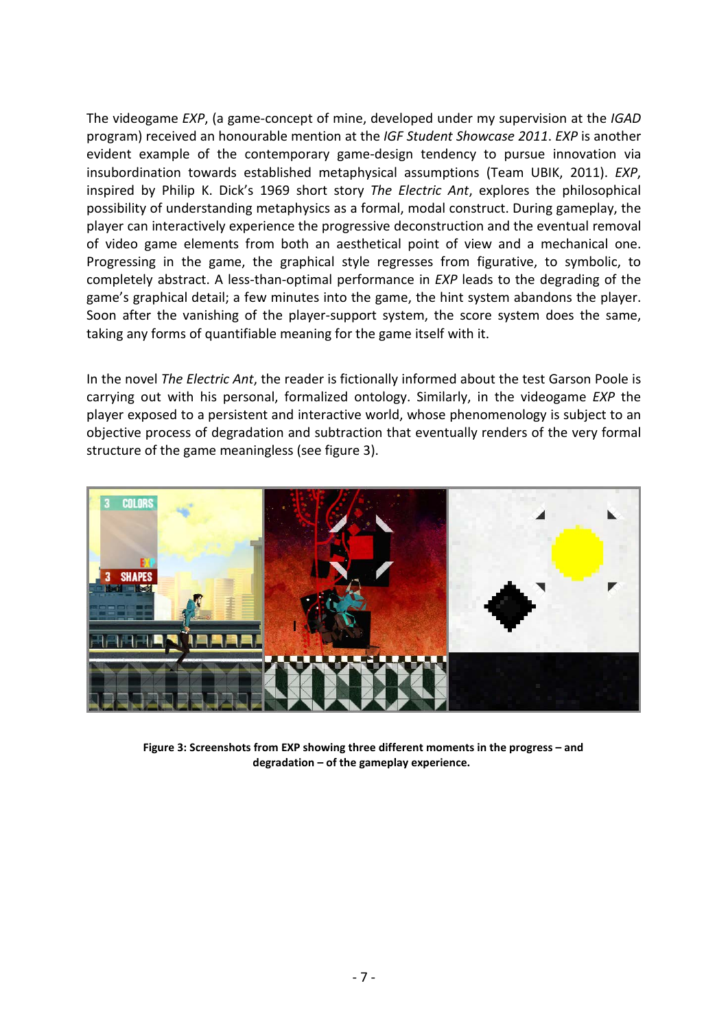The videogame *EXP*, (a game-concept of mine, developed under my supervision at the *IGAD* program) received an honourable mention at the *IGF Student Showcase 2011*. *EXP* is another evident example of the contemporary game-design tendency to pursue innovation via insubordination towards established metaphysical assumptions (Team UBIK, 2011). *EXP*, inspired by Philip K. Dick's 1969 short story *The Electric Ant*, explores the philosophical possibility of understanding metaphysics as a formal, modal construct. During gameplay, the player can interactively experience the progressive deconstruction and the eventual removal of video game elements from both an aesthetical point of view and a mechanical one. Progressing in the game, the graphical style regresses from figurative, to symbolic, to completely abstract. A less-than-optimal performance in *EXP* leads to the degrading of the game's graphical detail; a few minutes into the game, the hint system abandons the player. Soon after the vanishing of the player-support system, the score system does the same, taking any forms of quantifiable meaning for the game itself with it.

In the novel *The Electric Ant*, the reader is fictionally informed about the test Garson Poole is carrying out with his personal, formalized ontology. Similarly, in the videogame *EXP* the player exposed to a persistent and interactive world, whose phenomenology is subject to an objective process of degradation and subtraction that eventually renders of the very formal structure of the game meaningless (see figure 3).

**Figure 3: Screenshots from EXP showing three different moments in the progress – and degradation – of the gameplay experience.**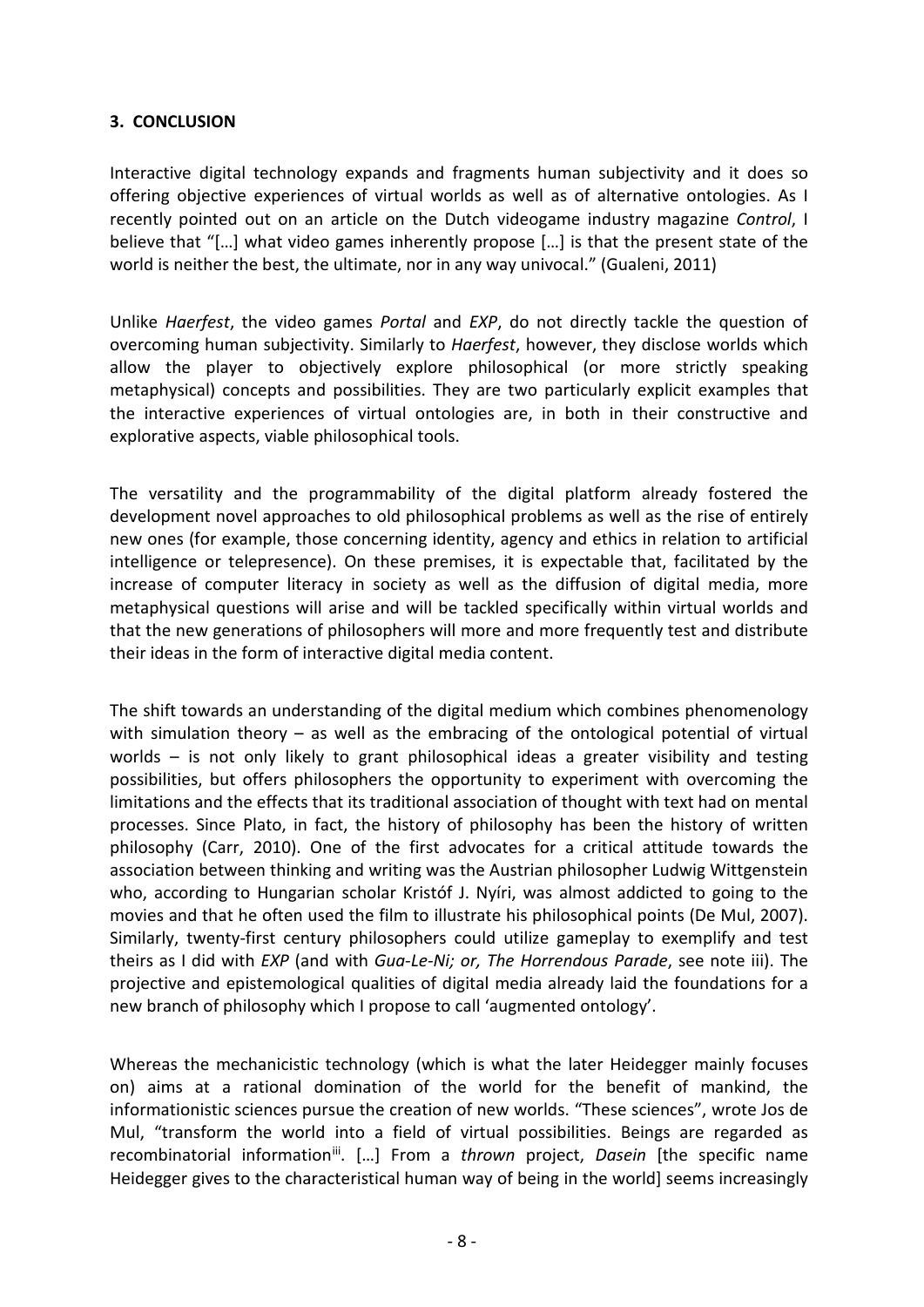### 3. CONCLUSION

Interactive digital technology expands and fragments human subjectivity and it does so offering objective experiences of virtual worlds as well as of alternative ontologies. As I recently pointed out on an article on the Dutch videogame industry magazine *Control*, I believe that "[…] what video games inherently propose […] is that the present state of the world is neither the best, the ultimate, nor in any way univocal." (Gualeni, 2011)

Unlike *Haerfest*, the video games *Portal* and *EXP*, do not directly tackle the question of overcoming human subjectivity. Similarly to *Haerfest*, however, they disclose worlds which allow the player to objectively explore philosophical (or more strictly speaking metaphysical) concepts and possibilities. They are two particularly explicit examples that the interactive experiences of virtual ontologies are, in both in their constructive and explorative aspects, viable philosophical tools.

The versatility and the programmability of the digital platform already fostered the development novel approaches to old philosophical problems as well as the rise of entirely new ones (for example, those concerning identity, agency and ethics in relation to artificial intelligence or telepresence). On these premises, it is expectable that, facilitated by the increase of computer literacy in society as well as the diffusion of digital media, more metaphysical questions will arise and will be tackled specifically within virtual worlds and that the new generations of philosophers will more and more frequently test and distribute their ideas in the form of interactive digital media content.

The shift towards an understanding of the digital medium which combines phenomenology with simulation theory – as well as the embracing of the ontological potential of virtual worlds – is not only likely to grant philosophical ideas a greater visibility and testing possibilities, but offers philosophers the opportunity to experiment with overcoming the limitations and the effects that its traditional association of thought with text had on mental processes. Since Plato, in fact, the history of philosophy has been the history of written philosophy (Carr, 2010). One of the first advocates for a critical attitude towards the association between thinking and writing was the Austrian philosopher Ludwig Wittgenstein who, according to Hungarian scholar Kristóf J. Nyíri, was almost addicted to going to the movies and that he often used the film to illustrate his philosophical points (De Mul, 2007). Similarly, twenty-first century philosophers could utilize gameplay to exemplify and test theirs as I did with *EXP* (and with *Gua-Le-Ni; or, The Horrendous Parade*, see note iii). The projective and epistemological qualities of digital media already laid the foundations for a new branch of philosophy which I propose to call 'augmented ontology'.

Whereas the mechanicistic technology (which is what the later Heidegger mainly focuses on) aims at a rational domination of the world for the benefit of mankind, the informationistic sciences pursue the creation of new worlds. "These sciences", wrote Jos de Mul, "transform the world into a field of virtual possibilities. Beings are regarded as recombinatorial information[iii]. […] From a *thrown* project, *Dasein* [the specific name Heidegger gives to the characteristical human way of being in the world] seems increasingly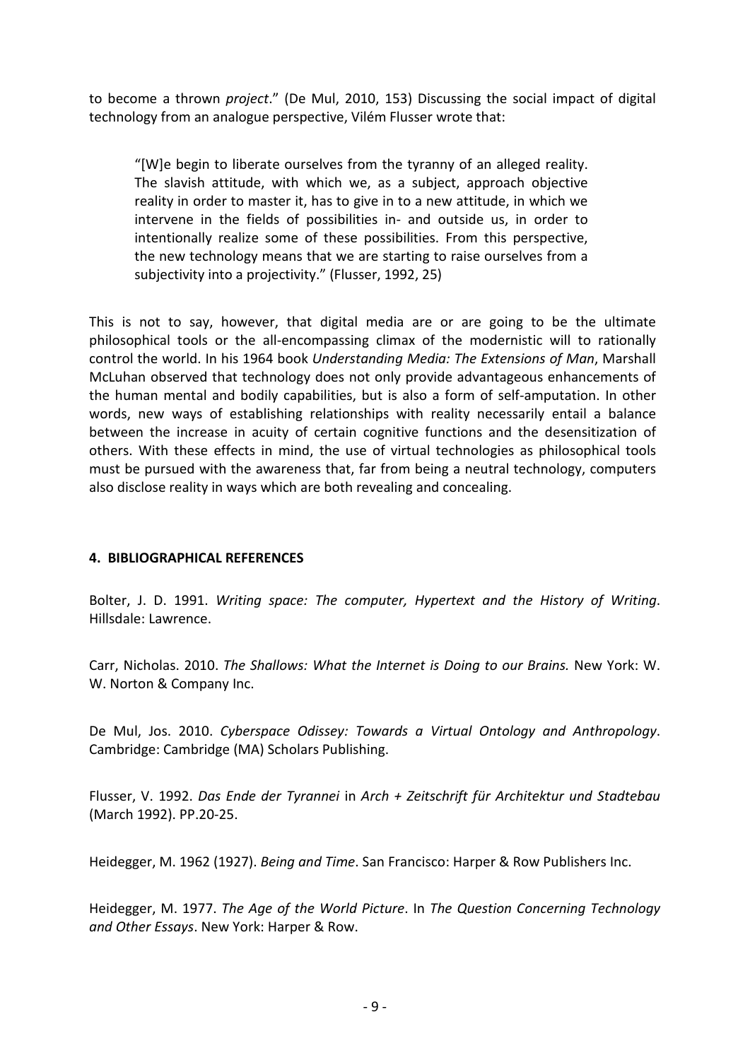to become a thrown *project*." (De Mul, 2010, 153) Discussing the social impact of digital technology from an analogue perspective, Vilém Flusser wrote that:

> "[W]e begin to liberate ourselves from the tyranny of an alleged reality. The slavish attitude, with which we, as a subject, approach objective reality in order to master it, has to give in to a new attitude, in which we intervene in the fields of possibilities in- and outside us, in order to intentionally realize some of these possibilities. From this perspective, the new technology means that we are starting to raise ourselves from a subjectivity into a projectivity." (Flusser, 1992, 25)

This is not to say, however, that digital media are or are going to be the ultimate philosophical tools or the all-encompassing climax of the modernistic will to rationally control the world. In his 1964 book *Understanding Media: The Extensions of Man*, Marshall McLuhan observed that technology does not only provide advantageous enhancements of the human mental and bodily capabilities, but is also a form of self-amputation. In other words, new ways of establishing relationships with reality necessarily entail a balance between the increase in acuity of certain cognitive functions and the desensitization of others. With these effects in mind, the use of virtual technologies as philosophical tools must be pursued with the awareness that, far from being a neutral technology, computers also disclose reality in ways which are both revealing and concealing.

## 4. BIBLIOGRAPHICAL REFERENCES

Bolter, J. D. 1991. *Writing space: The computer, Hypertext and the History of Writing*. Hillsdale: Lawrence.

Carr, Nicholas. 2010. *The Shallows: What the Internet is Doing to our Brains.* New York: W. W. Norton & Company Inc.

De Mul, Jos. 2010. *Cyberspace Odissey: Towards a Virtual Ontology and Anthropology*. Cambridge: Cambridge (MA) Scholars Publishing.

Flusser, V. 1992. *Das Ende der Tyrannei* in *Arch + Zeitschrift für Architektur und Stadtebau* (March 1992). PP.20-25.

Heidegger, M. 1962 (1927). *Being and Time*. San Francisco: Harper & Row Publishers Inc.

Heidegger, M. 1977. *The Age of the World Picture*. In *The Question Concerning Technology and Other Essays*. New York: Harper & Row.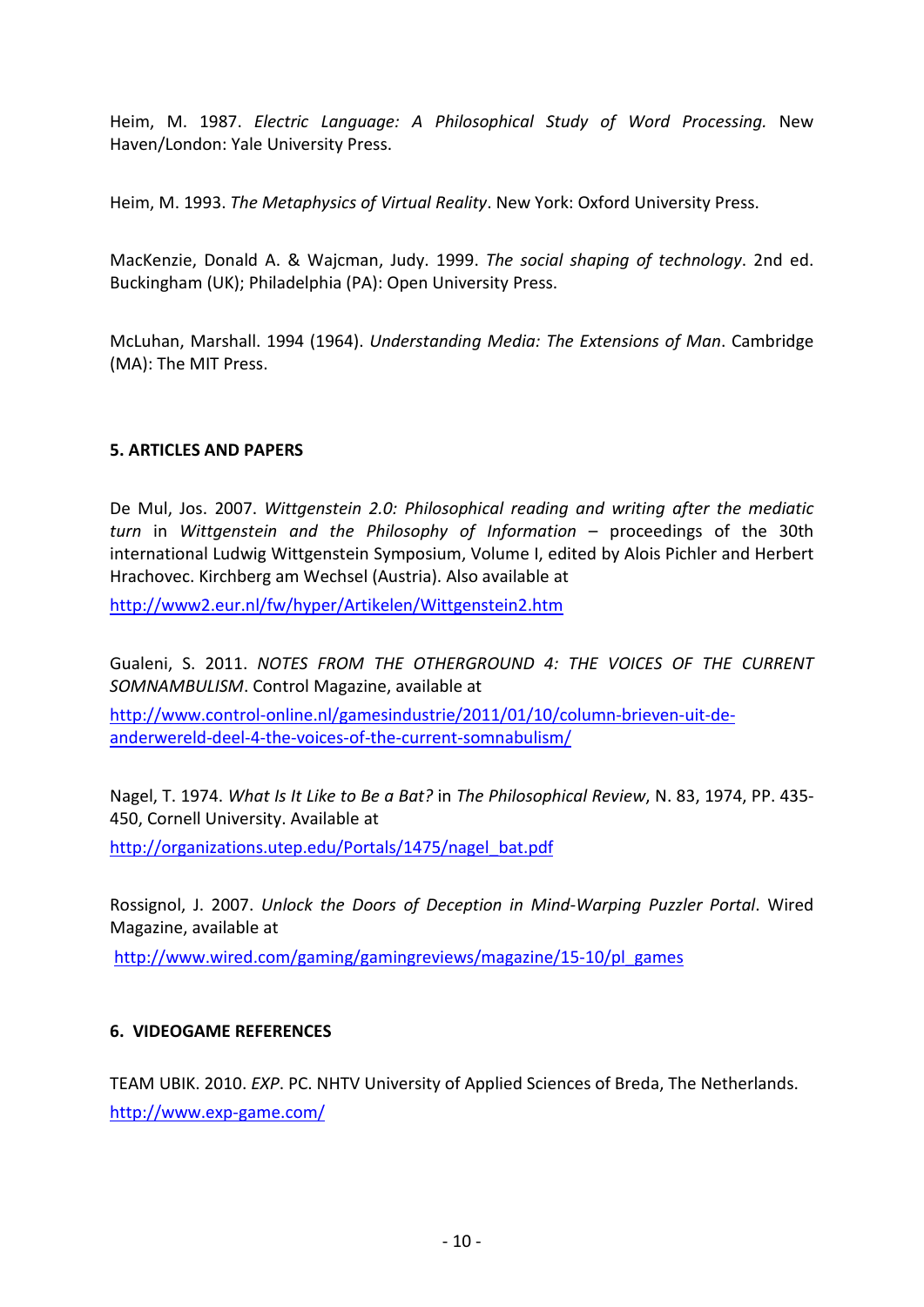Heim, M. 1987. *Electric Language: A Philosophical Study of Word Processing.* New Haven/London: Yale University Press.

Heim, M. 1993. *The Metaphysics of Virtual Reality*. New York: Oxford University Press.

MacKenzie, Donald A. & Wajcman, Judy. 1999. *The social shaping of technology*. 2nd ed. Buckingham (UK); Philadelphia (PA): Open University Press.

McLuhan, Marshall. 1994 (1964). *Understanding Media: The Extensions of Man*. Cambridge (MA): The MIT Press.

## 5. ARTICLES AND PAPERS

De Mul, Jos. 2007. *Wittgenstein 2.0: Philosophical reading and writing after the mediatic turn* in *Wittgenstein and the Philosophy of Information* – proceedings of the 30th international Ludwig Wittgenstein Symposium, Volume I, edited by Alois Pichler and Herbert Hrachovec. Kirchberg am Wechsel (Austria). Also available at

http://www2.eur.nl/fw/hyper/Artikelen/Wittgenstein2.htm

Gualeni, S. 2011. *NOTES FROM THE OTHERGROUND 4: THE VOICES OF THE CURRENT SOMNAMBULISM*. Control Magazine, available at

http://www.control-online.nl/gamesindustrie/2011/01/10/column-brieven-uit-de-anderwereld-deel-4-the-voices-of-the-current-somnabulism/

Nagel, T. 1974. *What Is It Like to Be a Bat?* in *The Philosophical Review*, N. 83, 1974, PP. 435-450, Cornell University. Available at

http://organizations.utep.edu/Portals/1475/nagel_bat.pdf

Rossignol, J. 2007. *Unlock the Doors of Deception in Mind-Warping Puzzler Portal*. Wired Magazine, available at

http://www.wired.com/gaming/gamingreviews/magazine/15-10/pl_games

## 6. VIDEOGAME REFERENCES

TEAM UBIK. 2010. *EXP*. PC. NHTV University of Applied Sciences of Breda, The Netherlands.
http://www.exp-game.com/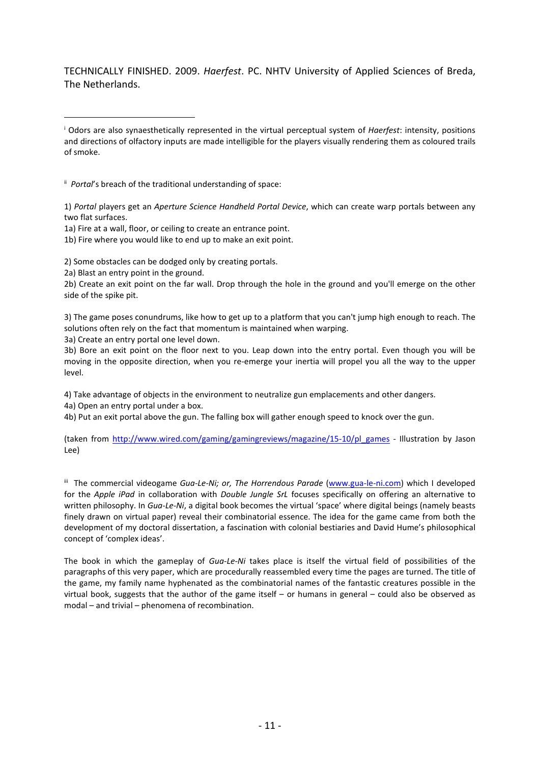TECHNICALLY FINISHED. 2009. *Haerfest*. PC. NHTV University of Applied Sciences of Breda, The Netherlands.

---

[i] Odors are also synaesthetically represented in the virtual perceptual system of *Haerfest*: intensity, positions and directions of olfactory inputs are made intelligible for the players visually rendering them as coloured trails of smoke.

[ii] *Portal*'s breach of the traditional understanding of space:

1) *Portal* players get an *Aperture Science Handheld Portal Device*, which can create warp portals between any two flat surfaces.
1a) Fire at a wall, floor, or ceiling to create an entrance point.
1b) Fire where you would like to end up to make an exit point.

2) Some obstacles can be dodged only by creating portals.
2a) Blast an entry point in the ground.
2b) Create an exit point on the far wall. Drop through the hole in the ground and you'll emerge on the other side of the spike pit.

3) The game poses conundrums, like how to get up to a platform that you can't jump high enough to reach. The solutions often rely on the fact that momentum is maintained when warping.
3a) Create an entry portal one level down.
3b) Bore an exit point on the floor next to you. Leap down into the entry portal. Even though you will be moving in the opposite direction, when you re-emerge your inertia will propel you all the way to the upper level.

4) Take advantage of objects in the environment to neutralize gun emplacements and other dangers.
4a) Open an entry portal under a box.
4b) Put an exit portal above the gun. The falling box will gather enough speed to knock over the gun.

(taken from http://www.wired.com/gaming/gamingreviews/magazine/15-10/pl_games - Illustration by Jason Lee)

[iii] The commercial videogame *Gua-Le-Ni; or, The Horrendous Parade* (www.gua-le-ni.com) which I developed for the *Apple iPad* in collaboration with *Double Jungle SrL* focuses specifically on offering an alternative to written philosophy. In *Gua-Le-Ni*, a digital book becomes the virtual 'space' where digital beings (namely beasts finely drawn on virtual paper) reveal their combinatorial essence. The idea for the game came from both the development of my doctoral dissertation, a fascination with colonial bestiaries and David Hume's philosophical concept of 'complex ideas'.

The book in which the gameplay of *Gua-Le-Ni* takes place is itself the virtual field of possibilities of the paragraphs of this very paper, which are procedurally reassembled every time the pages are turned. The title of the game, my family name hyphenated as the combinatorial names of the fantastic creatures possible in the virtual book, suggests that the author of the game itself – or humans in general – could also be observed as modal – and trivial – phenomena of recombination.